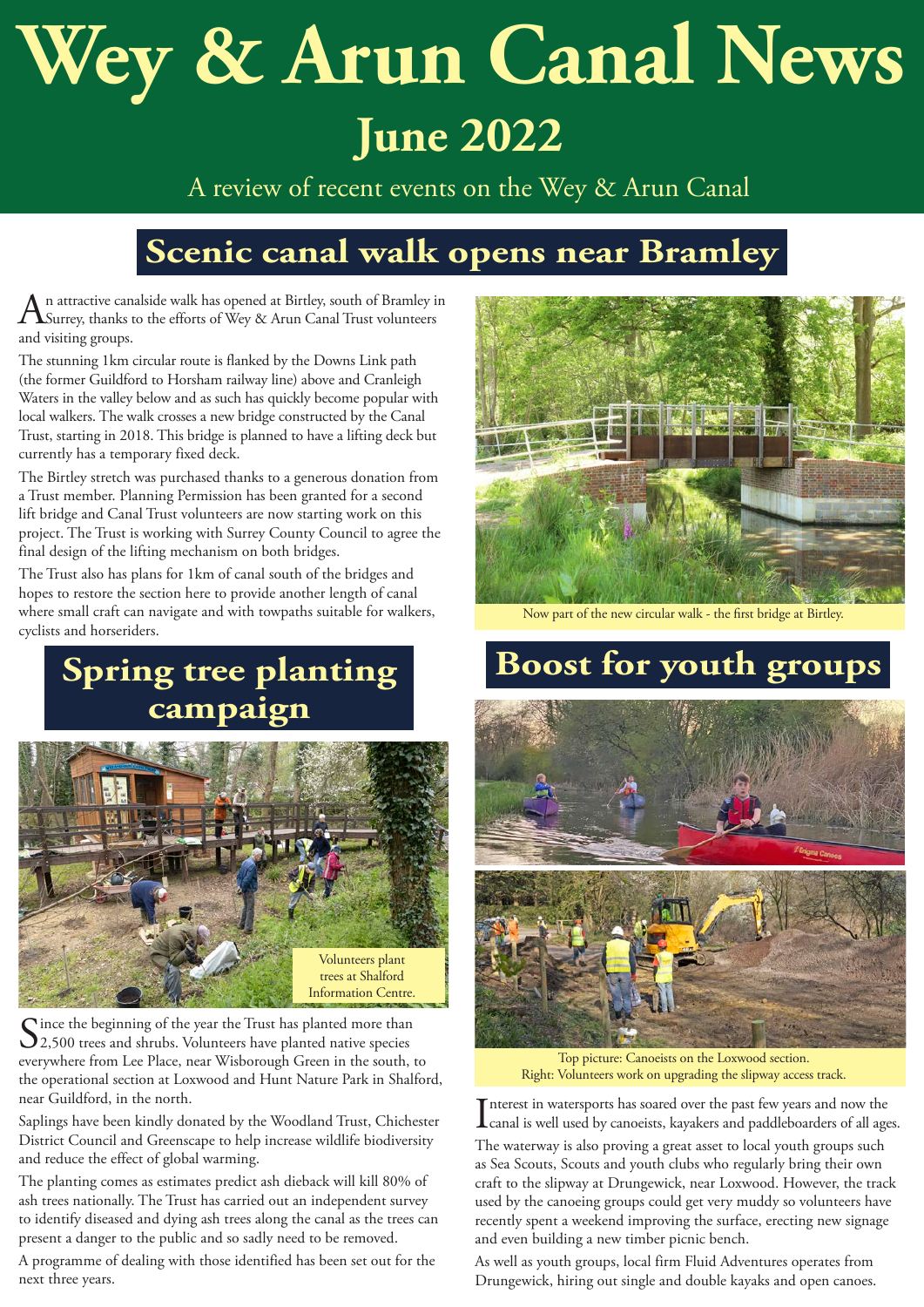# Wey & Arun Canal News

## June 2022

A review of recent events on the Wey & Arun Canal

## Scenic canal walk opens near Bramley

An attractive canalside walk has opened at Birtley, south of Bramley in Surrey, thanks to the efforts of Wey & Arun Canal Trust volunteers and visiting groups.

The stunning 1km circular route is flanked by the Downs Link path (the former Guildford to Horsham railway line) above and Cranleigh Waters in the valley below and as such has quickly become popular with local walkers. The walk crosses a new bridge constructed by the Canal Trust, starting in 2018. This bridge is planned to have a lifting deck but currently has a temporary fixed deck.

The Birtley stretch was purchased thanks to a generous donation from a Trust member. Planning Permission has been granted for a second lift bridge and Canal Trust volunteers are now starting work on this project. The Trust is working with Surrey County Council to agree the final design of the lifting mechanism on both bridges.

The Trust also has plans for 1km of canal south of the bridges and hopes to restore the section here to provide another length of canal where small craft can navigate and with towpaths suitable for walkers, cyclists and horseriders.

Now part of the new circular walk - the first bridge at Birtley.

## Spring tree planting campaign

Volunteers plant trees at Shalford Information Centre.

Since the beginning of the year the Trust has planted more than 2,500 trees and shrubs. Volunteers have planted native species everywhere from Lee Place, near Wisborough Green in the south, to the operational section at Loxwood and Hunt Nature Park in Shalford, near Guildford, in the north.

Saplings have been kindly donated by the Woodland Trust, Chichester District Council and Greenscape to help increase wildlife biodiversity and reduce the effect of global warming.

The planting comes as estimates predict ash dieback will kill 80% of ash trees nationally. The Trust has carried out an independent survey to identify diseased and dying ash trees along the canal as the trees can present a danger to the public and so sadly need to be removed.

A programme of dealing with those identified has been set out for the next three years.

## Boost for youth groups

Top picture: Canoeists on the Loxwood section.
Right: Volunteers work on upgrading the slipway access track.

Interest in watersports has soared over the past few years and now the canal is well used by canoeists, kayakers and paddleboarders of all ages.

The waterway is also proving a great asset to local youth groups such as Sea Scouts, Scouts and youth clubs who regularly bring their own craft to the slipway at Drungewick, near Loxwood. However, the track used by the canoeing groups could get very muddy so volunteers have recently spent a weekend improving the surface, erecting new signage and even building a new timber picnic bench.

As well as youth groups, local firm Fluid Adventures operates from Drungewick, hiring out single and double kayaks and open canoes.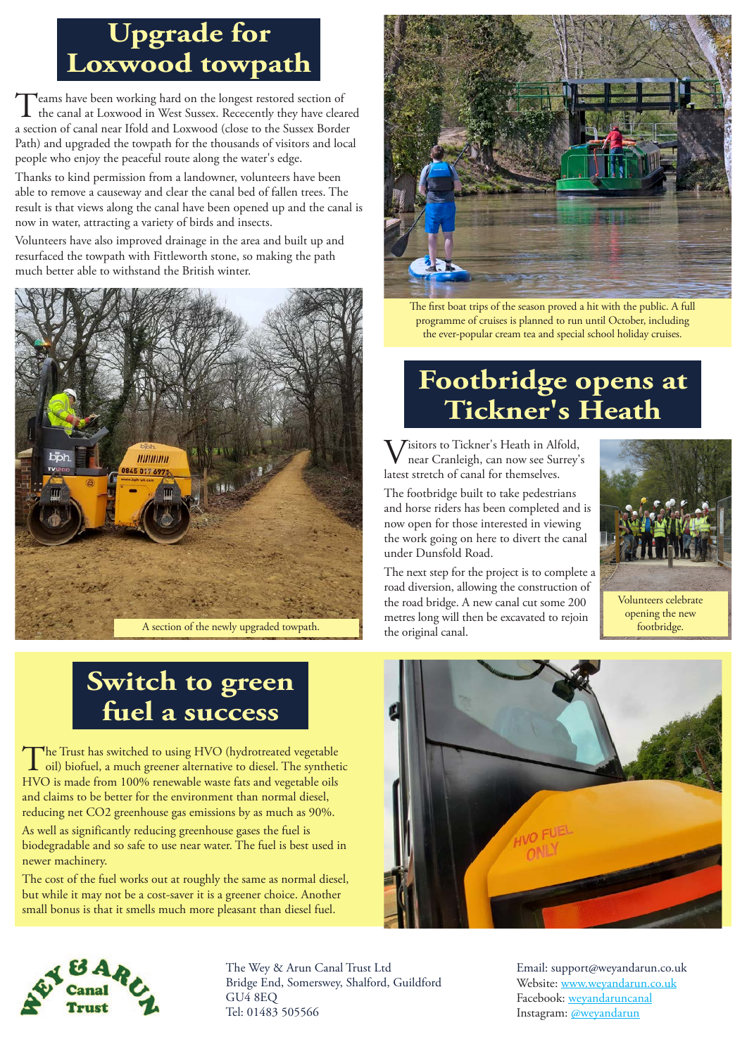# Upgrade for Loxwood towpath

Teams have been working hard on the longest restored section of the canal at Loxwood in West Sussex. Rececently they have cleared a section of canal near Ifold and Loxwood (close to the Sussex Border Path) and upgraded the towpath for the thousands of visitors and local people who enjoy the peaceful route along the water's edge.

Thanks to kind permission from a landowner, volunteers have been able to remove a causeway and clear the canal bed of fallen trees. The result is that views along the canal have been opened up and the canal is now in water, attracting a variety of birds and insects.

Volunteers have also improved drainage in the area and built up and resurfaced the towpath with Fittleworth stone, so making the path much better able to withstand the British winter.

A section of the newly upgraded towpath.

The first boat trips of the season proved a hit with the public. A full programme of cruises is planned to run until October, including the ever-popular cream tea and special school holiday cruises.

# Footbridge opens at Tickner's Heath

Visitors to Tickner's Heath in Alfold, near Cranleigh, can now see Surrey's latest stretch of canal for themselves.

The footbridge built to take pedestrians and horse riders has been completed and is now open for those interested in viewing the work going on here to divert the canal under Dunsfold Road.

The next step for the project is to complete a road diversion, allowing the construction of the road bridge. A new canal cut some 200 metres long will then be excavated to rejoin the original canal.

Volunteers celebrate opening the new footbridge.

# Switch to green fuel a success

The Trust has switched to using HVO (hydrotreated vegetable oil) biofuel, a much greener alternative to diesel. The synthetic HVO is made from 100% renewable waste fats and vegetable oils and claims to be better for the environment than normal diesel, reducing net $CO_2$ greenhouse gas emissions by as much as 90%.

As well as significantly reducing greenhouse gases the fuel is biodegradable and so safe to use near water. The fuel is best used in newer machinery.

The cost of the fuel works out at roughly the same as normal diesel, but while it may not be a cost-saver it is a greener choice. Another small bonus is that it smells much more pleasant than diesel fuel.

The Wey & Arun Canal Trust Ltd
Bridge End, Somerswey, Shalford, Guildford
GU4 8EQ
Tel: 01483 505566

Email: support@weyandarun.co.uk
Website: www.weyandarun.co.uk
Facebook: weyandaruncanal
Instagram: @weyandarun